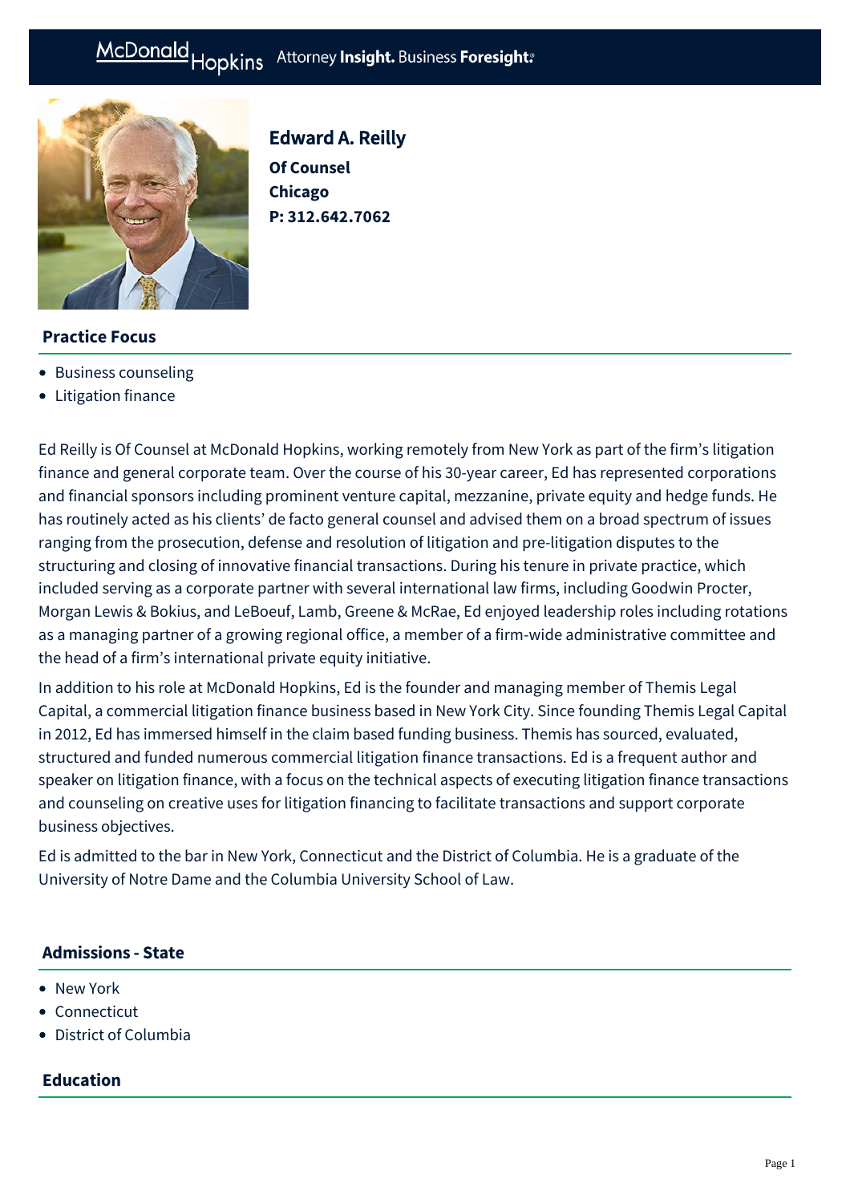# Edward A. Reilly

**Of Counsel**
**Chicago**
**P: 312.642.7062**

## Practice Focus

- Business counseling
- Litigation finance

Ed Reilly is Of Counsel at McDonald Hopkins, working remotely from New York as part of the firm's litigation finance and general corporate team. Over the course of his 30-year career, Ed has represented corporations and financial sponsors including prominent venture capital, mezzanine, private equity and hedge funds. He has routinely acted as his clients' de facto general counsel and advised them on a broad spectrum of issues ranging from the prosecution, defense and resolution of litigation and pre-litigation disputes to the structuring and closing of innovative financial transactions. During his tenure in private practice, which included serving as a corporate partner with several international law firms, including Goodwin Procter, Morgan Lewis & Bokius, and LeBoeuf, Lamb, Greene & McRae, Ed enjoyed leadership roles including rotations as a managing partner of a growing regional office, a member of a firm-wide administrative committee and the head of a firm's international private equity initiative.

In addition to his role at McDonald Hopkins, Ed is the founder and managing member of Themis Legal Capital, a commercial litigation finance business based in New York City. Since founding Themis Legal Capital in 2012, Ed has immersed himself in the claim based funding business. Themis has sourced, evaluated, structured and funded numerous commercial litigation finance transactions. Ed is a frequent author and speaker on litigation finance, with a focus on the technical aspects of executing litigation finance transactions and counseling on creative uses for litigation financing to facilitate transactions and support corporate business objectives.

Ed is admitted to the bar in New York, Connecticut and the District of Columbia. He is a graduate of the University of Notre Dame and the Columbia University School of Law.

## Admissions - State

- New York
- Connecticut
- District of Columbia

## Education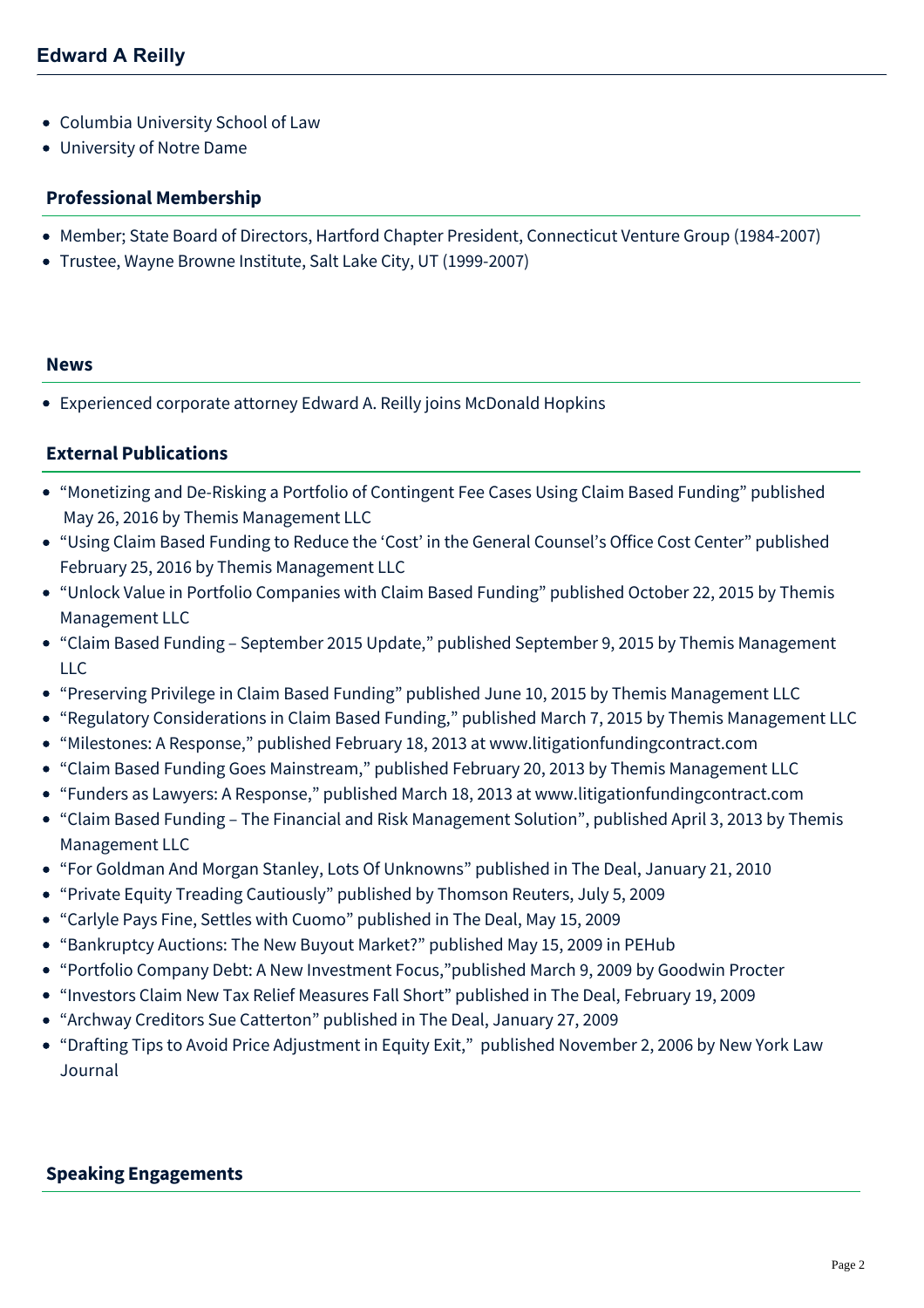- Columbia University School of Law
- University of Notre Dame

## Professional Membership

- Member; State Board of Directors, Hartford Chapter President, Connecticut Venture Group (1984-2007)
- Trustee, Wayne Browne Institute, Salt Lake City, UT (1999-2007)

## News

- Experienced corporate attorney Edward A. Reilly joins McDonald Hopkins

## External Publications

- "Monetizing and De-Risking a Portfolio of Contingent Fee Cases Using Claim Based Funding" published May 26, 2016 by Themis Management LLC
- "Using Claim Based Funding to Reduce the 'Cost' in the General Counsel's Office Cost Center" published February 25, 2016 by Themis Management LLC
- "Unlock Value in Portfolio Companies with Claim Based Funding" published October 22, 2015 by Themis Management LLC
- "Claim Based Funding – September 2015 Update," published September 9, 2015 by Themis Management LLC
- "Preserving Privilege in Claim Based Funding" published June 10, 2015 by Themis Management LLC
- "Regulatory Considerations in Claim Based Funding," published March 7, 2015 by Themis Management LLC
- "Milestones: A Response," published February 18, 2013 at www.litigationfundingcontract.com
- "Claim Based Funding Goes Mainstream," published February 20, 2013 by Themis Management LLC
- "Funders as Lawyers: A Response," published March 18, 2013 at www.litigationfundingcontract.com
- "Claim Based Funding – The Financial and Risk Management Solution", published April 3, 2013 by Themis Management LLC
- "For Goldman And Morgan Stanley, Lots Of Unknowns" published in The Deal, January 21, 2010
- "Private Equity Treading Cautiously" published by Thomson Reuters, July 5, 2009
- "Carlyle Pays Fine, Settles with Cuomo" published in The Deal, May 15, 2009
- "Bankruptcy Auctions: The New Buyout Market?" published May 15, 2009 in PEHub
- "Portfolio Company Debt: A New Investment Focus,"published March 9, 2009 by Goodwin Procter
- "Investors Claim New Tax Relief Measures Fall Short" published in The Deal, February 19, 2009
- "Archway Creditors Sue Catterton" published in The Deal, January 27, 2009
- "Drafting Tips to Avoid Price Adjustment in Equity Exit," published November 2, 2006 by New York Law Journal

## Speaking Engagements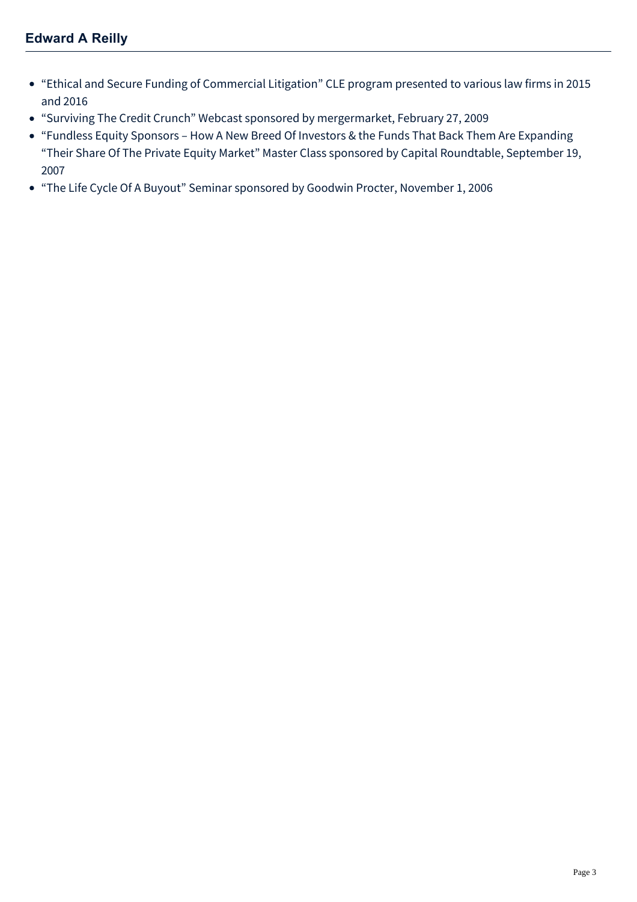- “Ethical and Secure Funding of Commercial Litigation” CLE program presented to various law firms in 2015 and 2016
- “Surviving The Credit Crunch” Webcast sponsored by mergermarket, February 27, 2009
- “Fundless Equity Sponsors – How A New Breed Of Investors & the Funds That Back Them Are Expanding “Their Share Of The Private Equity Market” Master Class sponsored by Capital Roundtable, September 19, 2007
- “The Life Cycle Of A Buyout” Seminar sponsored by Goodwin Procter, November 1, 2006